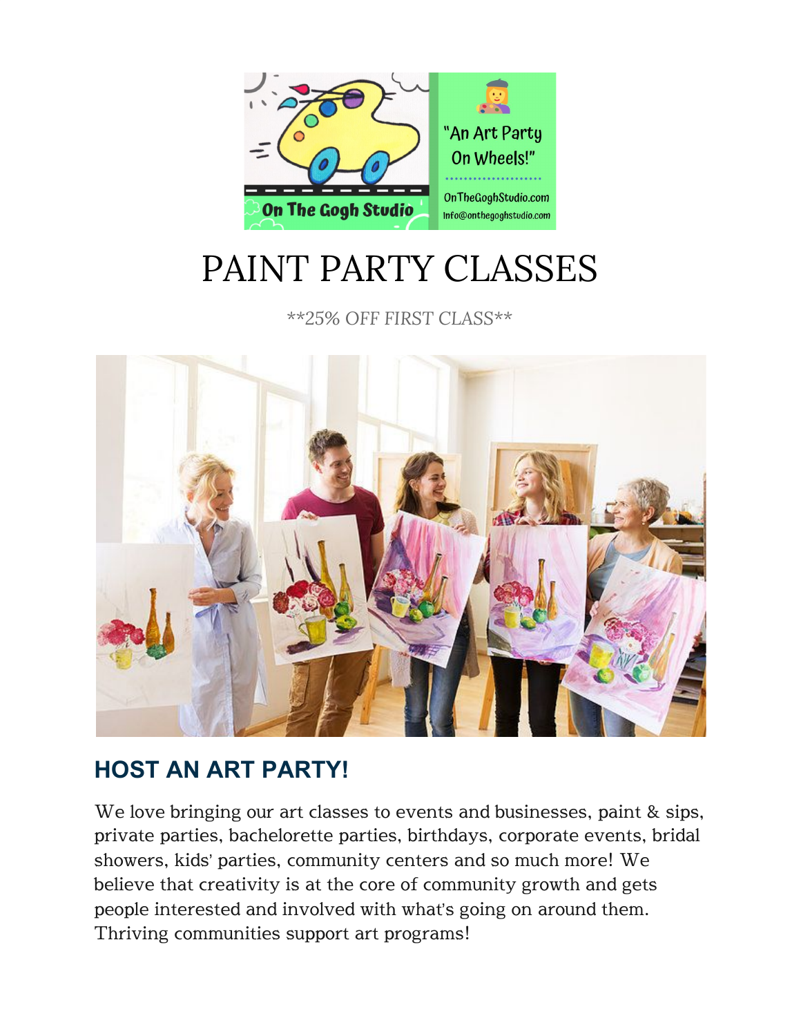# PAINT PARTY CLASSES

*\*\*25% OFF FIRST CLASS\*\**

## HOST AN ART PARTY!

We love bringing our art classes to events and businesses, paint & sips, private parties, bachelorette parties, birthdays, corporate events, bridal showers, kids' parties, community centers and so much more! We believe that creativity is at the core of community growth and gets people interested and involved with what's going on around them. Thriving communities support art programs!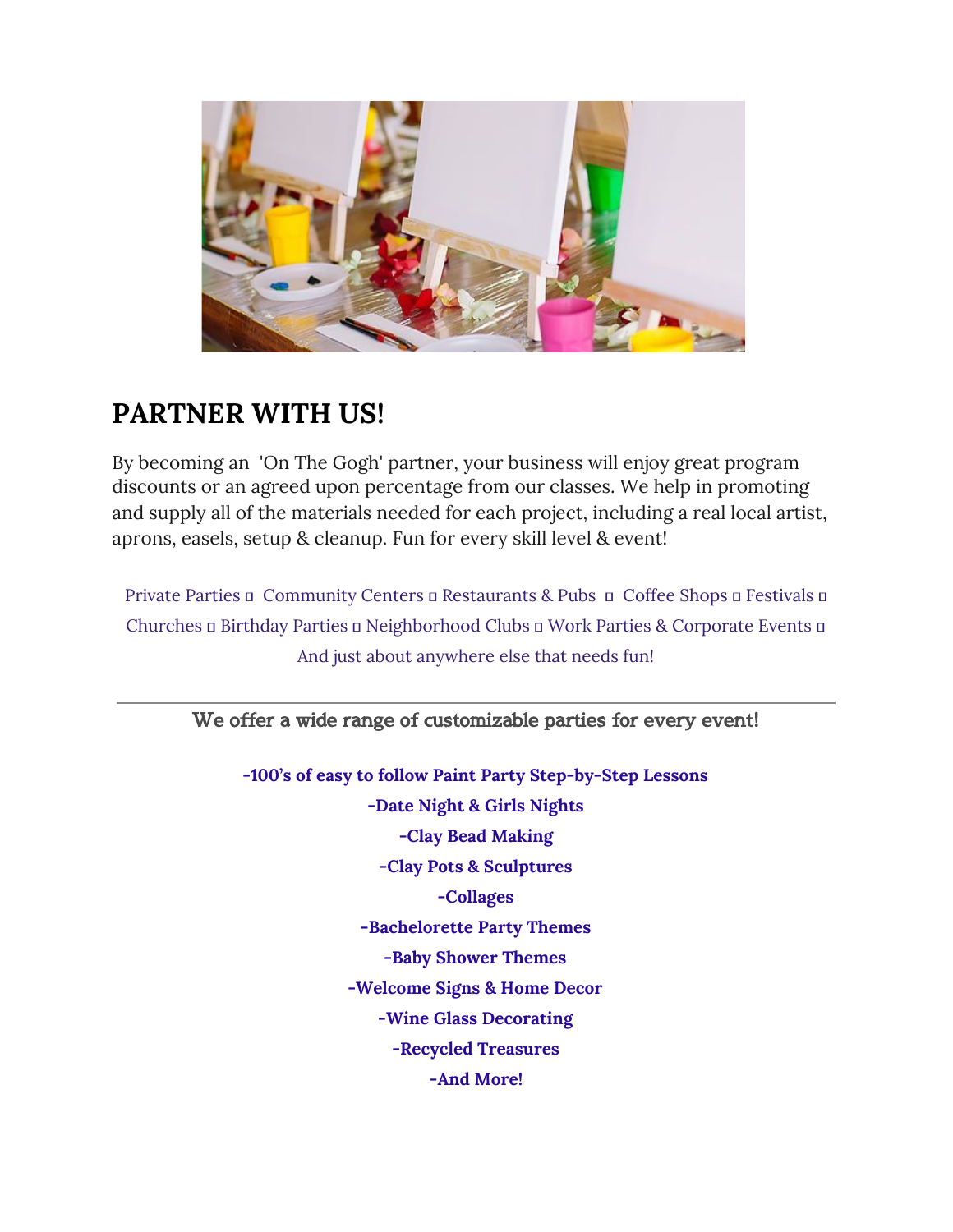## PARTNER WITH US!

By becoming an 'On The Gogh' partner, your business will enjoy great program discounts or an agreed upon percentage from our classes. We help in promoting and supply all of the materials needed for each project, including a real local artist, aprons, easels, setup & cleanup. Fun for every skill level & event!

Private Parties ▫ Community Centers ▫ Restaurants & Pubs ▫ Coffee Shops ▫ Festivals ▫ Churches ▫ Birthday Parties ▫ Neighborhood Clubs ▫ Work Parties & Corporate Events ▫ And just about anywhere else that needs fun!

---

We offer a wide range of customizable parties for every event!

**-100's of easy to follow Paint Party Step-by-Step Lessons**
**-Date Night & Girls Nights**
**-Clay Bead Making**
**-Clay Pots & Sculptures**
**-Collages**
**-Bachelorette Party Themes**
**-Baby Shower Themes**
**-Welcome Signs & Home Decor**
**-Wine Glass Decorating**
**-Recycled Treasures**
**-And More!**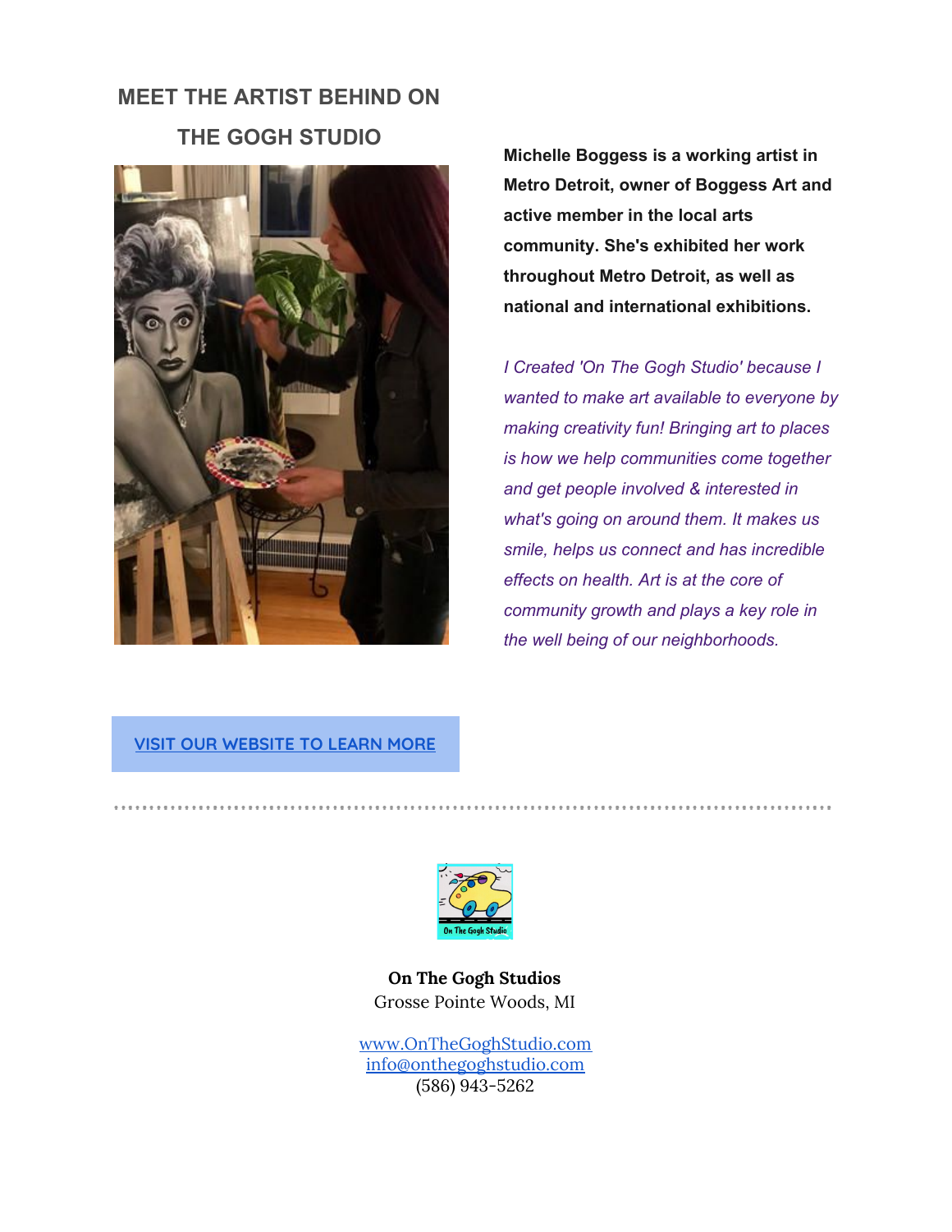## MEET THE ARTIST BEHIND ON THE GOGH STUDIO

**Michelle Boggess is a working artist in Metro Detroit, owner of Boggess Art and active member in the local arts community. She's exhibited her work throughout Metro Detroit, as well as national and international exhibitions.**

*I Created 'On The Gogh Studio' because I wanted to make art available to everyone by making creativity fun! Bringing art to places is how we help communities come together and get people involved & interested in what's going on around them. It makes us smile, helps us connect and has incredible effects on health. Art is at the core of community growth and plays a key role in the well being of our neighborhoods.*

[VISIT OUR WEBSITE TO LEARN MORE]

---

**On The Gogh Studios**
Grosse Pointe Woods, MI

www.OnTheGoghStudio.com
info@onthegoghstudio.com
(586) 943-5262